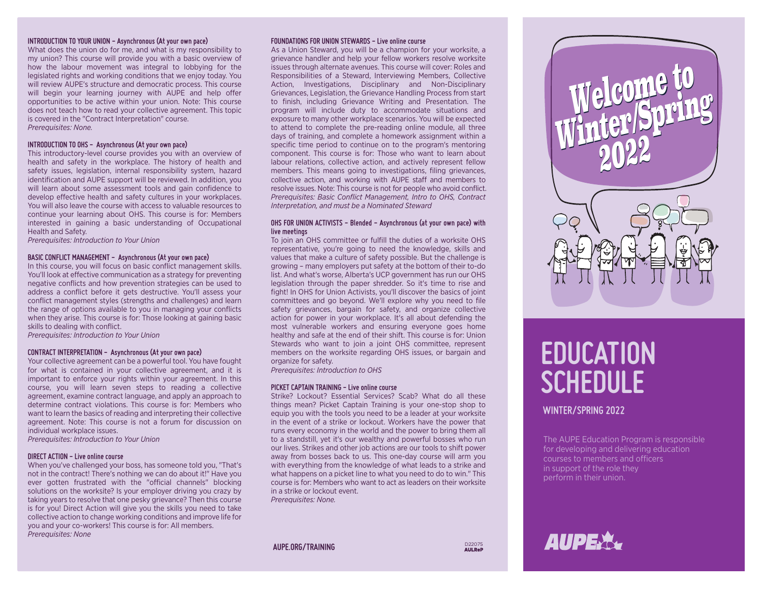### INTRODUCTION TO YOUR UNION – Asynchronous (At your own pace)

What does the union do for me, and what is my responsibility to my union? This course will provide you with a basic overview of how the labour movement was integral to lobbying for the legislated rights and working conditions that we enjoy today. You will review AUPE's structure and democratic process. This course will begin your learning journey with AUPE and help offer opportunities to be active within your union. Note: This course does not teach how to read your collective agreement. This topic is covered in the "Contract Interpretation" course.

*Prerequisites: None.*

### INTRODUCTION TO OHS – Asynchronous (At your own pace)

This introductory-level course provides you with an overview of health and safety in the workplace. The history of health and safety issues, legislation, internal responsibility system, hazard identification and AUPE support will be reviewed. In addition, you will learn about some assessment tools and gain confidence to develop effective health and safety cultures in your workplaces. You will also leave the course with access to valuable resources to continue your learning about OHS. This course is for: Members interested in gaining a basic understanding of Occupational Health and Safety.

*Prerequisites: Introduction to Your Union*

### BASIC CONFLICT MANAGEMENT – Asynchronous (At your own pace)

In this course, you will focus on basic conflict management skills. You'll look at effective communication as a strategy for preventing negative conflicts and how prevention strategies can be used to address a conflict before it gets destructive. You'll assess your conflict management styles (strengths and challenges) and learn the range of options available to you in managing your conflicts when they arise. This course is for: Those looking at gaining basic skills to dealing with conflict.

*Prerequisites: Introduction to Your Union*

### CONTRACT INTERPRETATION – Asynchronous (At your own pace)

Your collective agreement can be a powerful tool. You have fought for what is contained in your collective agreement, and it is important to enforce your rights within your agreement. In this course, you will learn seven steps to reading a collective agreement, examine contract language, and apply an approach to determine contract violations. This course is for: Members who want to learn the basics of reading and interpreting their collective agreement. Note: This course is not a forum for discussion on individual workplace issues.

*Prerequisites: Introduction to Your Union*

### DIRECT ACTION – Live online course

When you've challenged your boss, has someone told you, "That's not in the contract! There's nothing we can do about it!" Have you ever gotten frustrated with the "official channels" blocking solutions on the worksite? Is your employer driving you crazy by taking years to resolve that one pesky grievance? Then this course is for you! Direct Action will give you the skills you need to take collective action to change working conditions and improve life for you and your co-workers! This course is for: All members.

*Prerequisites: None*

### FOUNDATIONS FOR UNION STEWARDS – Live online course

As a Union Steward, you will be a champion for your worksite, a grievance handler and help your fellow workers resolve worksite issues through alternate avenues. This course will cover: Roles and Responsibilities of a Steward, Interviewing Members, Collective Action, Investigations, Disciplinary and Non-Disciplinary Grievances, Legislation, the Grievance Handling Process from start to finish, including Grievance Writing and Presentation. The program will include duty to accommodate situations and exposure to many other workplace scenarios. You will be expected to attend to complete the pre-reading online module, all three days of training, and complete a homework assignment within a specific time period to continue on to the program's mentoring component. This course is for: Those who want to learn about labour relations, collective action, and actively represent fellow members. This means going to investigations, filing grievances, collective action, and working with AUPE staff and members to resolve issues. Note: This course is not for people who avoid conflict.

*Prerequisites: Basic Conflict Management, Intro to OHS, Contract Interpretation, and must be a Nominated Steward*

### OHS FOR UNION ACTIVISTS – Blended – Asynchronous (at your own pace) with live meetings

To join an OHS committee or fulfill the duties of a worksite OHS representative, you're going to need the knowledge, skills and values that make a culture of safety possible. But the challenge is growing – many employers put safety at the bottom of their to-do list. And what's worse, Alberta's UCP government has run our OHS legislation through the paper shredder. So it's time to rise and fight! In OHS for Union Activists, you'll discover the basics of joint committees and go beyond. We'll explore why you need to file safety grievances, bargain for safety, and organize collective action for power in your workplace. It's all about defending the most vulnerable workers and ensuring everyone goes home healthy and safe at the end of their shift. This course is for: Union Stewards who want to join a joint OHS committee, represent members on the worksite regarding OHS issues, or bargain and organize for safety.

*Prerequisites: Introduction to OHS*

### PICKET CAPTAIN TRAINING – Live online course

Strike? Lockout? Essential Services? Scab? What do all these things mean? Picket Captain Training is your one-stop shop to equip you with the tools you need to be a leader at your worksite in the event of a strike or lockout. Workers have the power that runs every economy in the world and the power to bring them all to a standstill, yet it's our wealthy and powerful bosses who run our lives. Strikes and other job actions are our tools to shift power away from bosses back to us. This one-day course will arm you with everything from the knowledge of what leads to a strike and what happens on a picket line to what you need to do to win." This course is for: Members who want to act as leaders on their worksite in a strike or lockout event.

*Prerequisites: None.*

AUPE.ORG/TRAINING

D22075
AULReP

Welcome to Winter/Spring 2022

# EDUCATION SCHEDULE

## WINTER/SPRING 2022

The AUPE Education Program is responsible for developing and delivering education courses to members and officers in support of the role they perform in their union.

AUPE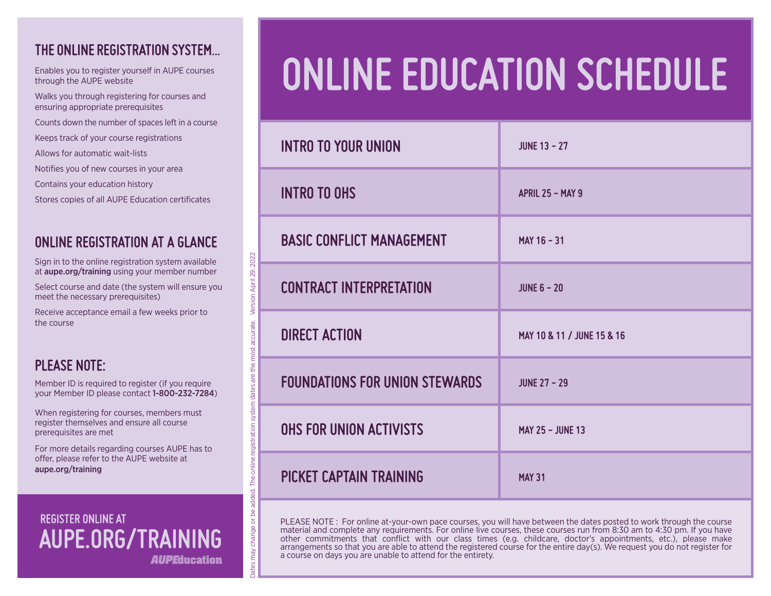## THE ONLINE REGISTRATION SYSTEM...

Enables you to register yourself in AUPE courses through the AUPE website

Walks you through registering for courses and ensuring appropriate prerequisites

Counts down the number of spaces left in a course

Keeps track of your course registrations

Allows for automatic wait-lists

Notifies you of new courses in your area

Contains your education history

Stores copies of all AUPE Education certificates

## ONLINE REGISTRATION AT A GLANCE

Sign in to the online registration system available at **aupe.org/training** using your member number

Select course and date (the system will ensure you meet the necessary prerequisites)

Receive acceptance email a few weeks prior to the course

## PLEASE NOTE:

Member ID is required to register (if you require your Member ID please contact **1-800-232-7284**)

When registering for courses, members must register themselves and ensure all course prerequisites are met

For more details regarding courses AUPE has to offer, please refer to the AUPE website at **aupe.org/training**

REGISTER ONLINE AT
**AUPE.ORG/TRAINING**

AUPEducation

Dates may change or be added. The online registration system dates are the most accurate. Version April 29, 2022

# ONLINE EDUCATION SCHEDULE

| | |
|---|---|
| INTRO TO YOUR UNION | JUNE 13 – 27 |
| INTRO TO OHS | APRIL 25 – MAY 9 |
| BASIC CONFLICT MANAGEMENT | MAY 16 – 31 |
| CONTRACT INTERPRETATION | JUNE 6 – 20 |
| DIRECT ACTION | MAY 10 & 11 / JUNE 15 & 16 |
| FOUNDATIONS FOR UNION STEWARDS | JUNE 27 – 29 |
| OHS FOR UNION ACTIVISTS | MAY 25 – JUNE 13 |
| PICKET CAPTAIN TRAINING | MAY 31 |

PLEASE NOTE : For online at-your-own pace courses, you will have between the dates posted to work through the course material and complete any requirements. For online live courses, these courses run from 8:30 am to 4:30 pm. If you have other commitments that conflict with our class times (e.g. childcare, doctor's appointments, etc.), please make arrangements so that you are able to attend the registered course for the entire day(s). We request you do not register for a course on days you are unable to attend for the entirety.